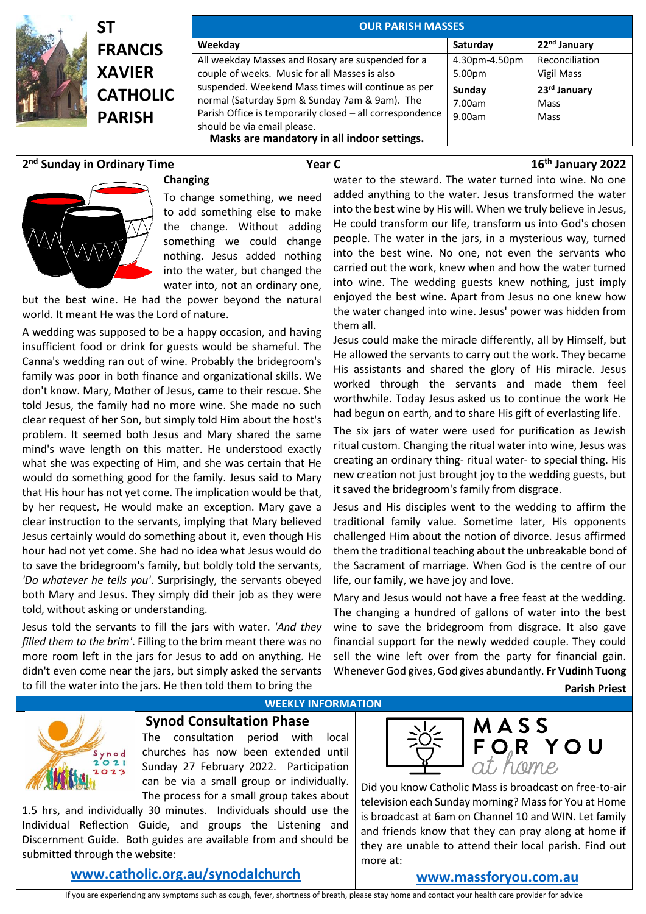# ST FRANCIS XAVIER CATHOLIC PARISH

**OUR PARISH MASSES**

| Weekday | Saturday | 22nd January |
|---|---|---|
| All weekday Masses and Rosary are suspended for a couple of weeks. Music for all Masses is also suspended. Weekend Mass times will continue as per normal (Saturday 5pm & Sunday 7am & 9am). The Parish Office is temporarily closed – all correspondence should be via email please. | 4.30pm-4.50pm<br>5.00pm | Reconciliation<br>Vigil Mass |
| | **Sunday** | **23rd January** |
| | 7.00am<br>9.00am | Mass<br>Mass |

**Masks are mandatory in all indoor settings.**

**2nd Sunday in Ordinary Time** — **Year C** — **16th January 2022**

## Changing

To change something, we need to add something else to make the change. Without adding something we could change nothing. Jesus added nothing into the water, but changed the water into, not an ordinary one, but the best wine. He had the power beyond the natural world. It meant He was the Lord of nature.

A wedding was supposed to be a happy occasion, and having insufficient food or drink for guests would be shameful. The Canna's wedding ran out of wine. Probably the bridegroom's family was poor in both finance and organizational skills. We don't know. Mary, Mother of Jesus, came to their rescue. She told Jesus, the family had no more wine. She made no such clear request of her Son, but simply told Him about the host's problem. It seemed both Jesus and Mary shared the same mind's wave length on this matter. He understood exactly what she was expecting of Him, and she was certain that He would do something good for the family. Jesus said to Mary that His hour has not yet come. The implication would be that, by her request, He would make an exception. Mary gave a clear instruction to the servants, implying that Mary believed Jesus certainly would do something about it, even though His hour had not yet come. She had no idea what Jesus would do to save the bridegroom's family, but boldly told the servants, *'Do whatever he tells you'*. Surprisingly, the servants obeyed both Mary and Jesus. They simply did their job as they were told, without asking or understanding.

Jesus told the servants to fill the jars with water. *'And they filled them to the brim'*. Filling to the brim meant there was no more room left in the jars for Jesus to add on anything. He didn't even come near the jars, but simply asked the servants to fill the water into the jars. He then told them to bring the water to the steward. The water turned into wine. No one added anything to the water. Jesus transformed the water into the best wine by His will. When we truly believe in Jesus, He could transform our life, transform us into God's chosen people. The water in the jars, in a mysterious way, turned into the best wine. No one, not even the servants who carried out the work, knew when and how the water turned into wine. The wedding guests knew nothing, just imply enjoyed the best wine. Apart from Jesus no one knew how the water changed into wine. Jesus' power was hidden from them all.

Jesus could make the miracle differently, all by Himself, but He allowed the servants to carry out the work. They became His assistants and shared the glory of His miracle. Jesus worked through the servants and made them feel worthwhile. Today Jesus asked us to continue the work He had begun on earth, and to share His gift of everlasting life.

The six jars of water were used for purification as Jewish ritual custom. Changing the ritual water into wine, Jesus was creating an ordinary thing- ritual water- to special thing. His new creation not just brought joy to the wedding guests, but it saved the bridegroom's family from disgrace.

Jesus and His disciples went to the wedding to affirm the traditional family value. Sometime later, His opponents challenged Him about the notion of divorce. Jesus affirmed them the traditional teaching about the unbreakable bond of the Sacrament of marriage. When God is the centre of our life, our family, we have joy and love.

Mary and Jesus would not have a free feast at the wedding. The changing a hundred of gallons of water into the best wine to save the bridegroom from disgrace. It also gave financial support for the newly wedded couple. They could sell the wine left over from the party for financial gain. Whenever God gives, God gives abundantly. **Fr Vudinh Tuong**

**Parish Priest**

## WEEKLY INFORMATION

### Synod Consultation Phase

The consultation period with local churches has now been extended until Sunday 27 February 2022. Participation can be via a small group or individually. The process for a small group takes about 1.5 hrs, and individually 30 minutes. Individuals should use the Individual Reflection Guide, and groups the Listening and Discernment Guide. Both guides are available from and should be submitted through the website:

**www.catholic.org.au/synodalchurch**

### MASS FOR YOU at home

Did you know Catholic Mass is broadcast on free-to-air television each Sunday morning? Mass for You at Home is broadcast at 6am on Channel 10 and WIN. Let family and friends know that they can pray along at home if they are unable to attend their local parish. Find out more at:

**www.massforyou.com.au**

If you are experiencing any symptoms such as cough, fever, shortness of breath, please stay home and contact your health care provider for advice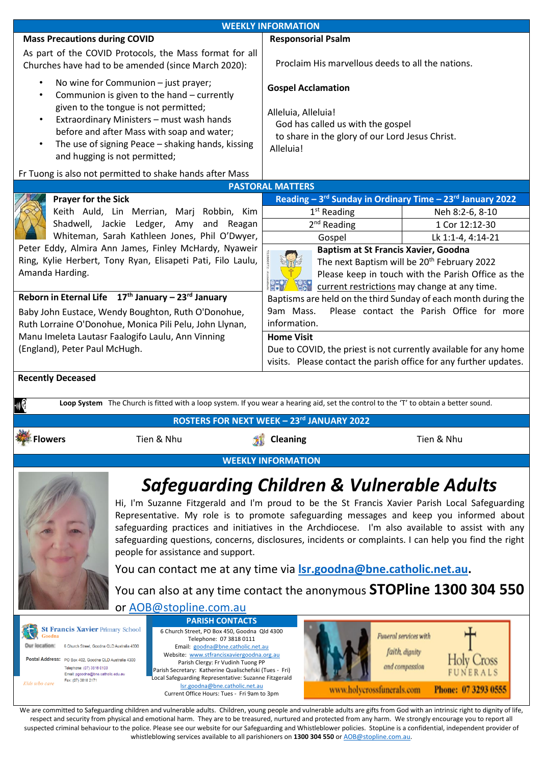## WEEKLY INFORMATION

### Mass Precautions during COVID

As part of the COVID Protocols, the Mass format for all Churches have had to be amended (since March 2020):

- No wine for Communion – just prayer;
- Communion is given to the hand – currently given to the tongue is not permitted;
- Extraordinary Ministers – must wash hands before and after Mass with soap and water;
- The use of signing Peace – shaking hands, kissing and hugging is not permitted;

Fr Tuong is also not permitted to shake hands after Mass

### Responsorial Psalm

Proclaim His marvellous deeds to all the nations.

### Gospel Acclamation

Alleluia, Alleluia!
God has called us with the gospel
to share in the glory of our Lord Jesus Christ.
Alleluia!

## PASTORAL MATTERS

### Prayer for the Sick

Keith Auld, Lin Merrian, Marj Robbin, Kim Shadwell, Jackie Ledger, Amy and Reagan Whiteman, Sarah Kathleen Jones, Phil O'Dwyer, Peter Eddy, Almira Ann James, Finley McHardy, Nyaweir Ring, Kylie Herbert, Tony Ryan, Elisapeti Pati, Filo Laulu, Amanda Harding.

### Reborn in Eternal Life 17th January – 23rd January

Baby John Eustace, Wendy Boughton, Ruth O'Donohue, Ruth Lorraine O'Donohue, Monica Pili Pelu, John Llynan, Manu Imeleta Lautasr Faalogifo Laulu, Ann Vinning (England), Peter Paul McHugh.

### Reading – 3rd Sunday in Ordinary Time – 23rd January 2022

| | |
|---|---|
| 1st Reading | Neh 8:2-6, 8-10 |
| 2nd Reading | 1 Cor 12:12-30 |
| Gospel | Lk 1:1-4, 4:14-21 |

### Baptism at St Francis Xavier, Goodna

The next Baptism will be 20th February 2022
Please keep in touch with the Parish Office as the current restrictions may change at any time.

Baptisms are held on the third Sunday of each month during the 9am Mass. Please contact the Parish Office for more information.

### Home Visit

Due to COVID, the priest is not currently available for any home visits. Please contact the parish office for any further updates.

### Recently Deceased

**Loop System** The Church is fitted with a loop system. If you wear a hearing aid, set the control to the 'T' to obtain a better sound.

## ROSTERS FOR NEXT WEEK – 23rd JANUARY 2022

| | | | |
|---|---|---|---|
| **Flowers** | Tien & Nhu | **Cleaning** | Tien & Nhu |

## WEEKLY INFORMATION

# *Safeguarding Children & Vulnerable Adults*

Hi, I'm Suzanne Fitzgerald and I'm proud to be the St Francis Xavier Parish Local Safeguarding Representative. My role is to promote safeguarding messages and keep you informed about safeguarding practices and initiatives in the Archdiocese. I'm also available to assist with any safeguarding questions, concerns, disclosures, incidents or complaints. I can help you find the right people for assistance and support.

You can contact me at any time via **lsr.goodna@bne.catholic.net.au**.

You can also at any time contact the anonymous **STOPline 1300 304 550** or AOB@stopline.com.au

**St Francis Xavier** Primary School
Goodna
Our location: 6 Church Street, Goodna QLD Australia 4300
Postal Address: PO Box 402, Goodna QLD Australia 4300
Telephone: (07) 3818 0100
Email: pgoodna@bne.catholic.edu.au
Fax: (07) 3818 2171
Kids who care

### PARISH CONTACTS

6 Church Street, PO Box 450, Goodna Qld 4300
Telephone: 07 3818 0111
Email: goodna@bne.catholic.net.au
Website: www.stfrancisxaviergoodna.org.au
Parish Clergy: Fr Vudinh Tuong PP
Parish Secretary: Katherine Qualischefski (Tues - Fri)
Local Safeguarding Representative: Suzanne Fitzgerald
lsr.goodna@bne.catholic.net.au
Current Office Hours: Tues - Fri 9am to 3pm

Funeral services with faith, dignity and compassion
Holy Cross FUNERALS
www.holycrossfunerals.com Phone: 07 3293 0555

We are committed to Safeguarding children and vulnerable adults. Children, young people and vulnerable adults are gifts from God with an intrinsic right to dignity of life, respect and security from physical and emotional harm. They are to be treasured, nurtured and protected from any harm. We strongly encourage you to report all suspected criminal behaviour to the police. Please see our website for our Safeguarding and Whistleblower policies. StopLine is a confidential, independent provider of whistleblowing services available to all parishioners on **1300 304 550** or AOB@stopline.com.au.